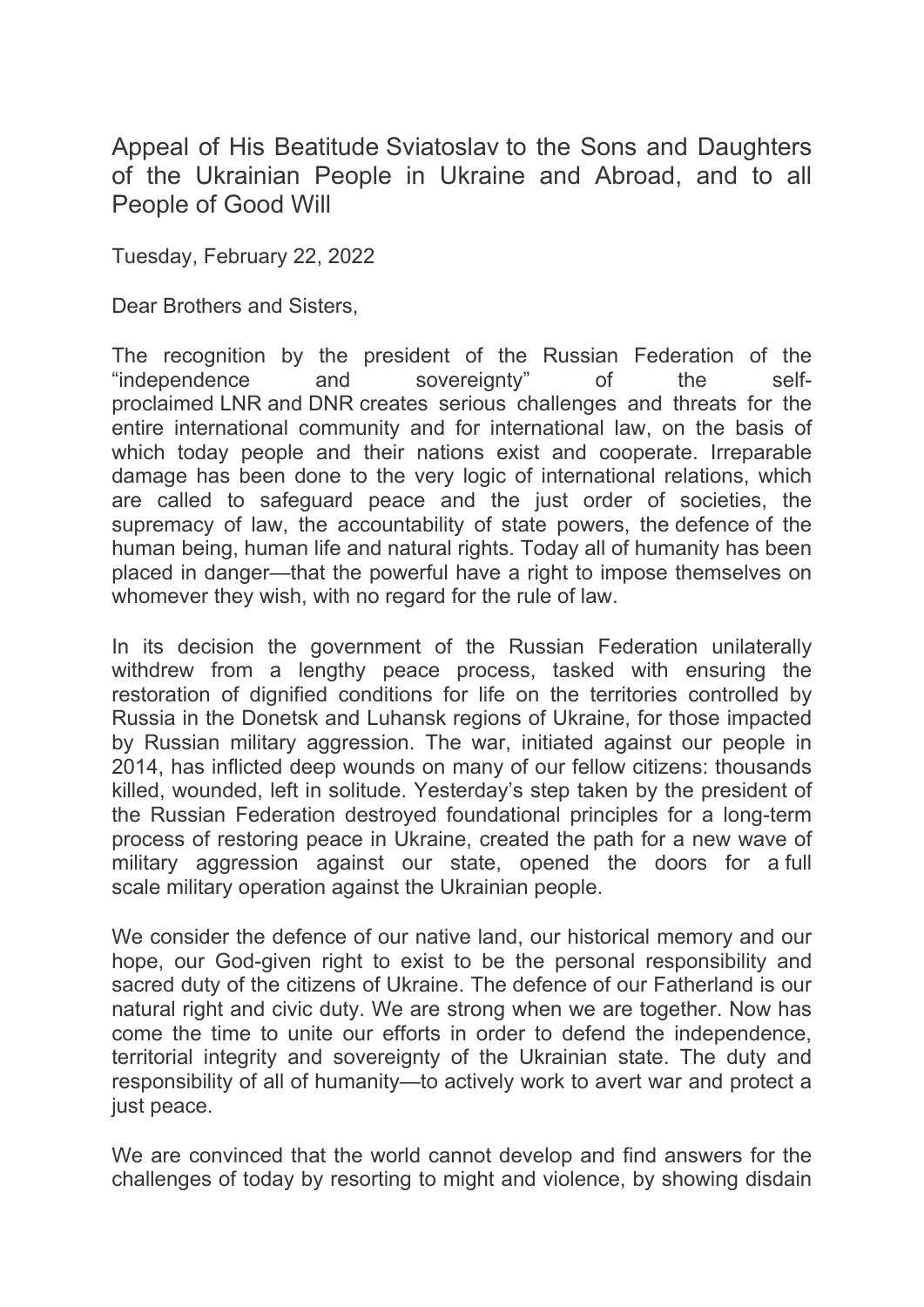# Appeal of His Beatitude Sviatoslav to the Sons and Daughters of the Ukrainian People in Ukraine and Abroad, and to all People of Good Will

Tuesday, February 22, 2022

Dear Brothers and Sisters,

The recognition by the president of the Russian Federation of the "independence and sovereignty" of the self-proclaimed LNR and DNR creates serious challenges and threats for the entire international community and for international law, on the basis of which today people and their nations exist and cooperate. Irreparable damage has been done to the very logic of international relations, which are called to safeguard peace and the just order of societies, the supremacy of law, the accountability of state powers, the defence of the human being, human life and natural rights. Today all of humanity has been placed in danger—that the powerful have a right to impose themselves on whomever they wish, with no regard for the rule of law.

In its decision the government of the Russian Federation unilaterally withdrew from a lengthy peace process, tasked with ensuring the restoration of dignified conditions for life on the territories controlled by Russia in the Donetsk and Luhansk regions of Ukraine, for those impacted by Russian military aggression. The war, initiated against our people in 2014, has inflicted deep wounds on many of our fellow citizens: thousands killed, wounded, left in solitude. Yesterday's step taken by the president of the Russian Federation destroyed foundational principles for a long-term process of restoring peace in Ukraine, created the path for a new wave of military aggression against our state, opened the doors for a full scale military operation against the Ukrainian people.

We consider the defence of our native land, our historical memory and our hope, our God-given right to exist to be the personal responsibility and sacred duty of the citizens of Ukraine. The defence of our Fatherland is our natural right and civic duty. We are strong when we are together. Now has come the time to unite our efforts in order to defend the independence, territorial integrity and sovereignty of the Ukrainian state. The duty and responsibility of all of humanity—to actively work to avert war and protect a just peace.

We are convinced that the world cannot develop and find answers for the challenges of today by resorting to might and violence, by showing disdain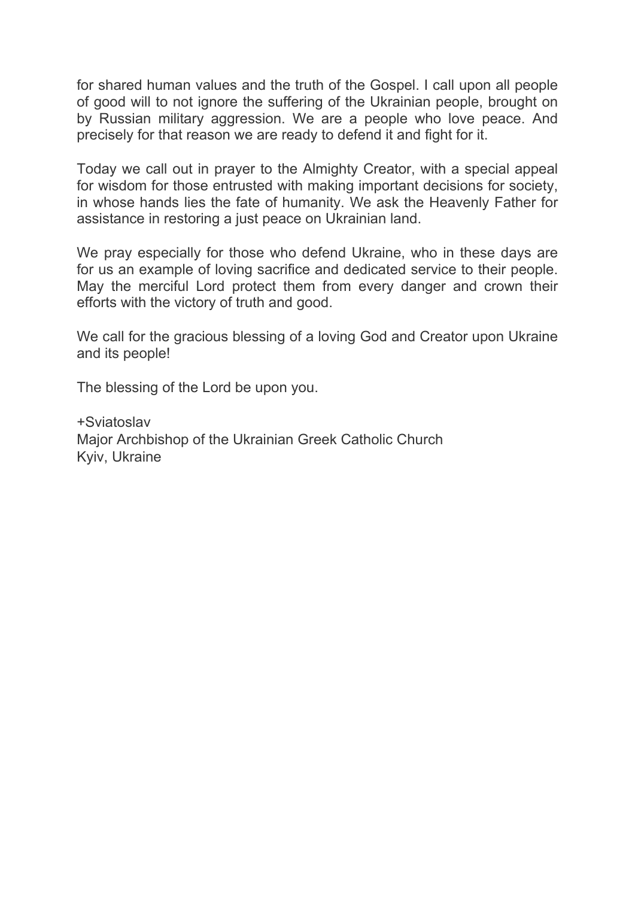for shared human values and the truth of the Gospel. I call upon all people of good will to not ignore the suffering of the Ukrainian people, brought on by Russian military aggression. We are a people who love peace. And precisely for that reason we are ready to defend it and fight for it.

Today we call out in prayer to the Almighty Creator, with a special appeal for wisdom for those entrusted with making important decisions for society, in whose hands lies the fate of humanity. We ask the Heavenly Father for assistance in restoring a just peace on Ukrainian land.

We pray especially for those who defend Ukraine, who in these days are for us an example of loving sacrifice and dedicated service to their people. May the merciful Lord protect them from every danger and crown their efforts with the victory of truth and good.

We call for the gracious blessing of a loving God and Creator upon Ukraine and its people!

The blessing of the Lord be upon you.

+Sviatoslav
Major Archbishop of the Ukrainian Greek Catholic Church
Kyiv, Ukraine